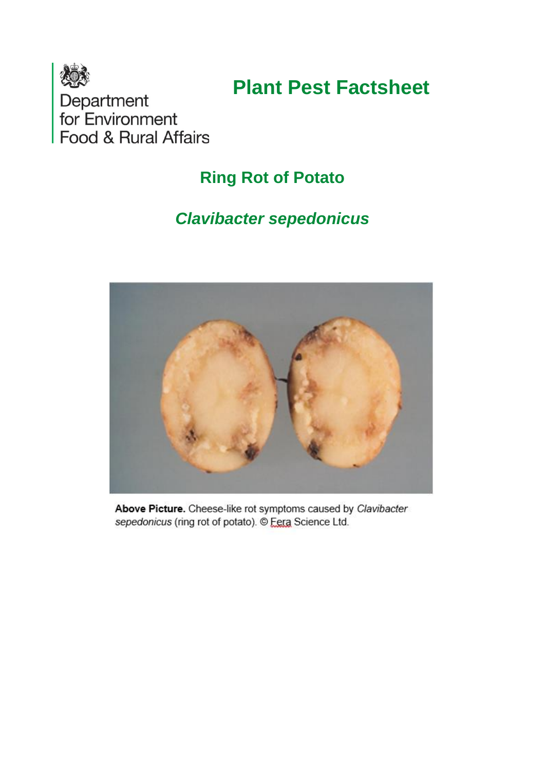Department for Environment Food & Rural Affairs

# Plant Pest Factsheet

## Ring Rot of Potato

## *Clavibacter sepedonicus*

**Above Picture.** Cheese-like rot symptoms caused by *Clavibacter sepedonicus* (ring rot of potato). © Fera Science Ltd.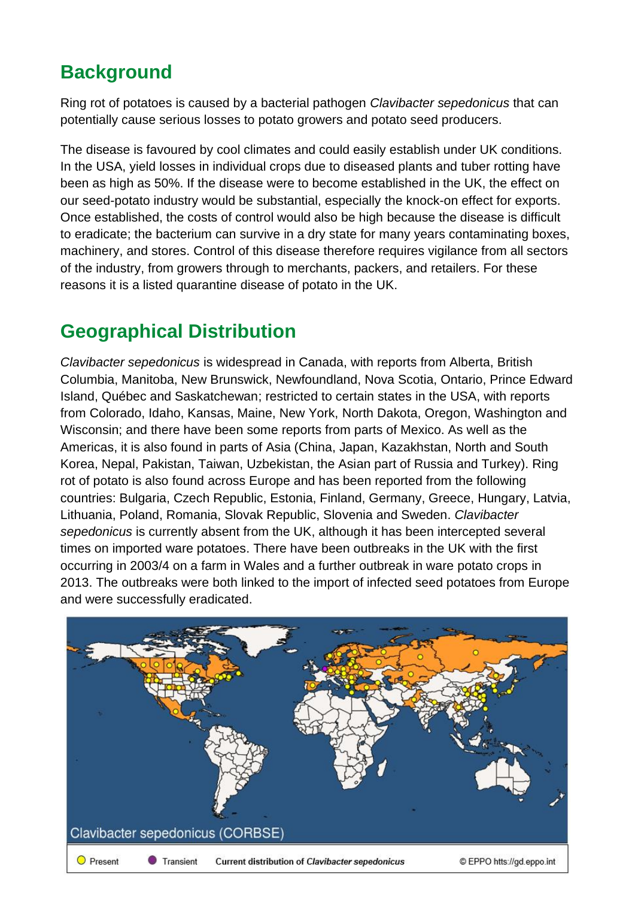## Background

Ring rot of potatoes is caused by a bacterial pathogen *Clavibacter sepedonicus* that can potentially cause serious losses to potato growers and potato seed producers.

The disease is favoured by cool climates and could easily establish under UK conditions. In the USA, yield losses in individual crops due to diseased plants and tuber rotting have been as high as 50%. If the disease were to become established in the UK, the effect on our seed-potato industry would be substantial, especially the knock-on effect for exports. Once established, the costs of control would also be high because the disease is difficult to eradicate; the bacterium can survive in a dry state for many years contaminating boxes, machinery, and stores. Control of this disease therefore requires vigilance from all sectors of the industry, from growers through to merchants, packers, and retailers. For these reasons it is a listed quarantine disease of potato in the UK.

## Geographical Distribution

*Clavibacter sepedonicus* is widespread in Canada, with reports from Alberta, British Columbia, Manitoba, New Brunswick, Newfoundland, Nova Scotia, Ontario, Prince Edward Island, Québec and Saskatchewan; restricted to certain states in the USA, with reports from Colorado, Idaho, Kansas, Maine, New York, North Dakota, Oregon, Washington and Wisconsin; and there have been some reports from parts of Mexico. As well as the Americas, it is also found in parts of Asia (China, Japan, Kazakhstan, North and South Korea, Nepal, Pakistan, Taiwan, Uzbekistan, the Asian part of Russia and Turkey). Ring rot of potato is also found across Europe and has been reported from the following countries: Bulgaria, Czech Republic, Estonia, Finland, Germany, Greece, Hungary, Latvia, Lithuania, Poland, Romania, Slovak Republic, Slovenia and Sweden. *Clavibacter sepedonicus* is currently absent from the UK, although it has been intercepted several times on imported ware potatoes. There have been outbreaks in the UK with the first occurring in 2003/4 on a farm in Wales and a further outbreak in ware potato crops in 2013. The outbreaks were both linked to the import of infected seed potatoes from Europe and were successfully eradicated.

Clavibacter sepedonicus (CORBSE)

Present Transient **Current distribution of *Clavibacter sepedonicus*** © EPPO https://gd.eppo.int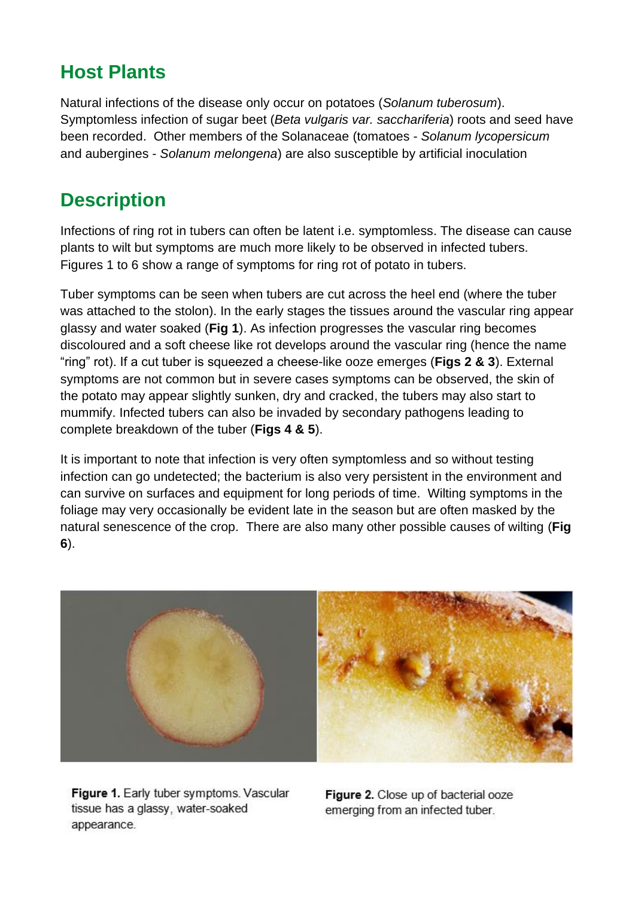## Host Plants

Natural infections of the disease only occur on potatoes (*Solanum tuberosum*). Symptomless infection of sugar beet (*Beta vulgaris var. sacchariferia*) roots and seed have been recorded. Other members of the Solanaceae (tomatoes - *Solanum lycopersicum* and aubergines - *Solanum melongena*) are also susceptible by artificial inoculation

## Description

Infections of ring rot in tubers can often be latent i.e. symptomless. The disease can cause plants to wilt but symptoms are much more likely to be observed in infected tubers. Figures 1 to 6 show a range of symptoms for ring rot of potato in tubers.

Tuber symptoms can be seen when tubers are cut across the heel end (where the tuber was attached to the stolon). In the early stages the tissues around the vascular ring appear glassy and water soaked (**Fig 1**). As infection progresses the vascular ring becomes discoloured and a soft cheese like rot develops around the vascular ring (hence the name "ring" rot). If a cut tuber is squeezed a cheese-like ooze emerges (**Figs 2 & 3**). External symptoms are not common but in severe cases symptoms can be observed, the skin of the potato may appear slightly sunken, dry and cracked, the tubers may also start to mummify. Infected tubers can also be invaded by secondary pathogens leading to complete breakdown of the tuber (**Figs 4 & 5**).

It is important to note that infection is very often symptomless and so without testing infection can go undetected; the bacterium is also very persistent in the environment and can survive on surfaces and equipment for long periods of time. Wilting symptoms in the foliage may very occasionally be evident late in the season but are often masked by the natural senescence of the crop. There are also many other possible causes of wilting (**Fig 6**).

**Figure 1.** Early tuber symptoms. Vascular tissue has a glassy, water-soaked appearance.

**Figure 2.** Close up of bacterial ooze emerging from an infected tuber.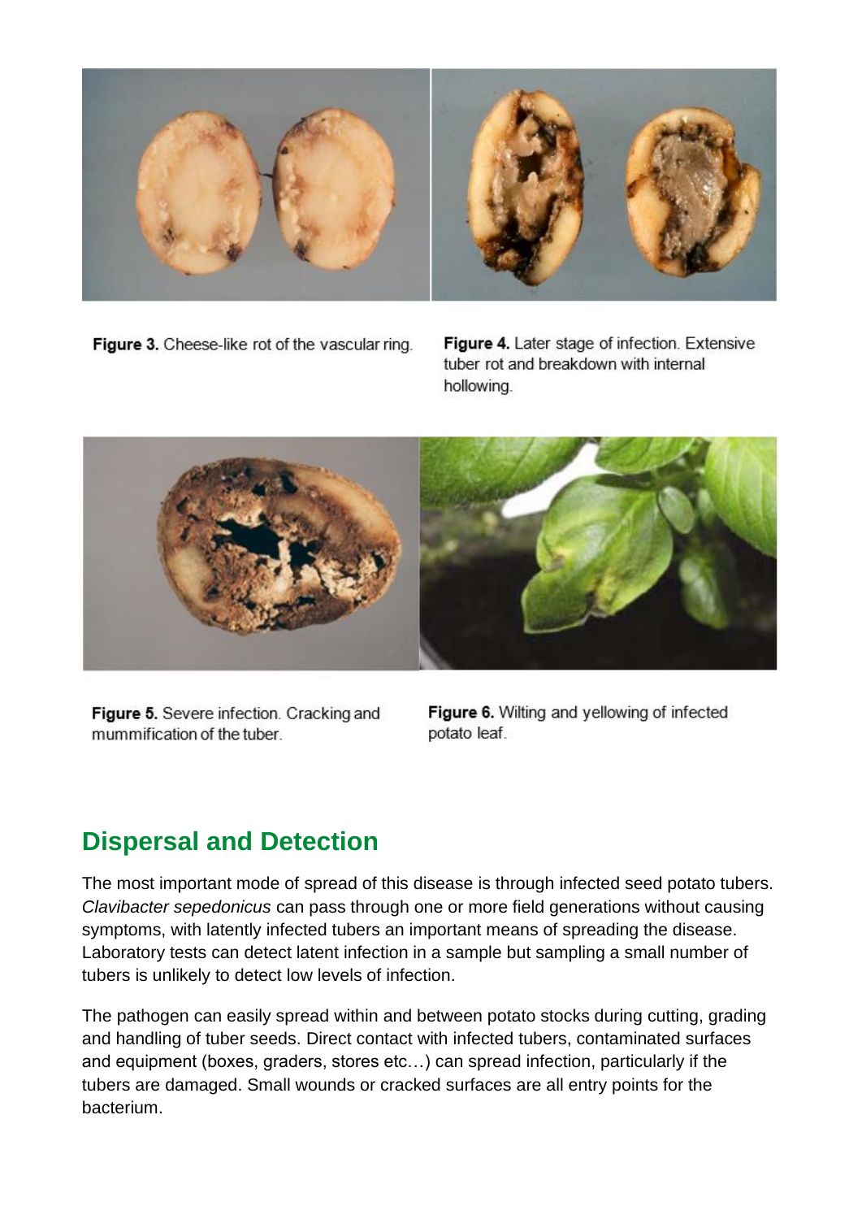Figure 3. Cheese-like rot of the vascular ring.

Figure 4. Later stage of infection. Extensive tuber rot and breakdown with internal hollowing.

Figure 5. Severe infection. Cracking and mummification of the tuber.

Figure 6. Wilting and yellowing of infected potato leaf.

## Dispersal and Detection

The most important mode of spread of this disease is through infected seed potato tubers. *Clavibacter sepedonicus* can pass through one or more field generations without causing symptoms, with latently infected tubers an important means of spreading the disease. Laboratory tests can detect latent infection in a sample but sampling a small number of tubers is unlikely to detect low levels of infection.

The pathogen can easily spread within and between potato stocks during cutting, grading and handling of tuber seeds. Direct contact with infected tubers, contaminated surfaces and equipment (boxes, graders, stores etc…) can spread infection, particularly if the tubers are damaged. Small wounds or cracked surfaces are all entry points for the bacterium.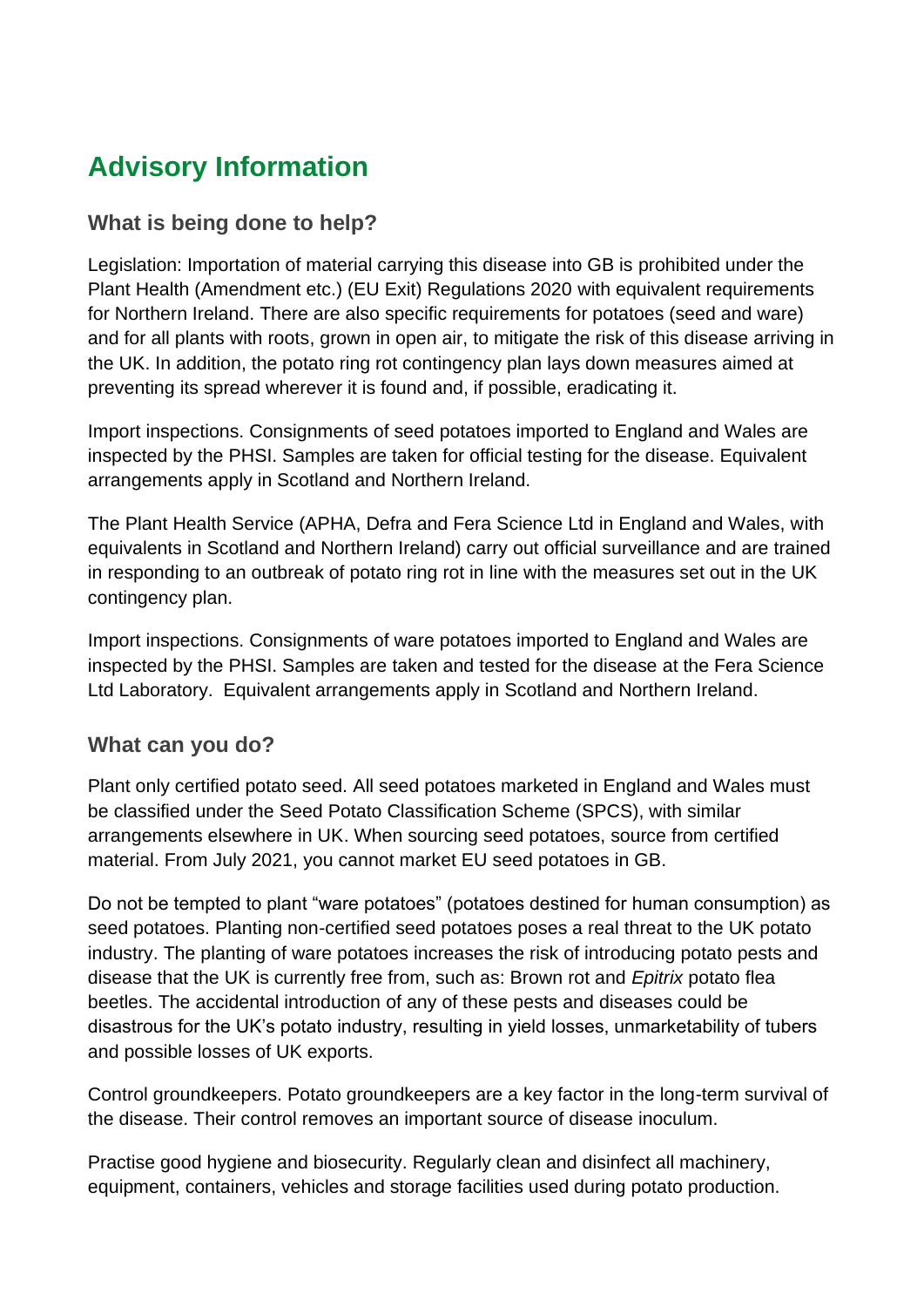# Advisory Information

## What is being done to help?

Legislation: Importation of material carrying this disease into GB is prohibited under the Plant Health (Amendment etc.) (EU Exit) Regulations 2020 with equivalent requirements for Northern Ireland. There are also specific requirements for potatoes (seed and ware) and for all plants with roots, grown in open air, to mitigate the risk of this disease arriving in the UK. In addition, the potato ring rot contingency plan lays down measures aimed at preventing its spread wherever it is found and, if possible, eradicating it.

Import inspections. Consignments of seed potatoes imported to England and Wales are inspected by the PHSI. Samples are taken for official testing for the disease. Equivalent arrangements apply in Scotland and Northern Ireland.

The Plant Health Service (APHA, Defra and Fera Science Ltd in England and Wales, with equivalents in Scotland and Northern Ireland) carry out official surveillance and are trained in responding to an outbreak of potato ring rot in line with the measures set out in the UK contingency plan.

Import inspections. Consignments of ware potatoes imported to England and Wales are inspected by the PHSI. Samples are taken and tested for the disease at the Fera Science Ltd Laboratory. Equivalent arrangements apply in Scotland and Northern Ireland.

## What can you do?

Plant only certified potato seed. All seed potatoes marketed in England and Wales must be classified under the Seed Potato Classification Scheme (SPCS), with similar arrangements elsewhere in UK. When sourcing seed potatoes, source from certified material. From July 2021, you cannot market EU seed potatoes in GB.

Do not be tempted to plant "ware potatoes" (potatoes destined for human consumption) as seed potatoes. Planting non-certified seed potatoes poses a real threat to the UK potato industry. The planting of ware potatoes increases the risk of introducing potato pests and disease that the UK is currently free from, such as: Brown rot and *Epitrix* potato flea beetles. The accidental introduction of any of these pests and diseases could be disastrous for the UK's potato industry, resulting in yield losses, unmarketability of tubers and possible losses of UK exports.

Control groundkeepers. Potato groundkeepers are a key factor in the long-term survival of the disease. Their control removes an important source of disease inoculum.

Practise good hygiene and biosecurity. Regularly clean and disinfect all machinery, equipment, containers, vehicles and storage facilities used during potato production.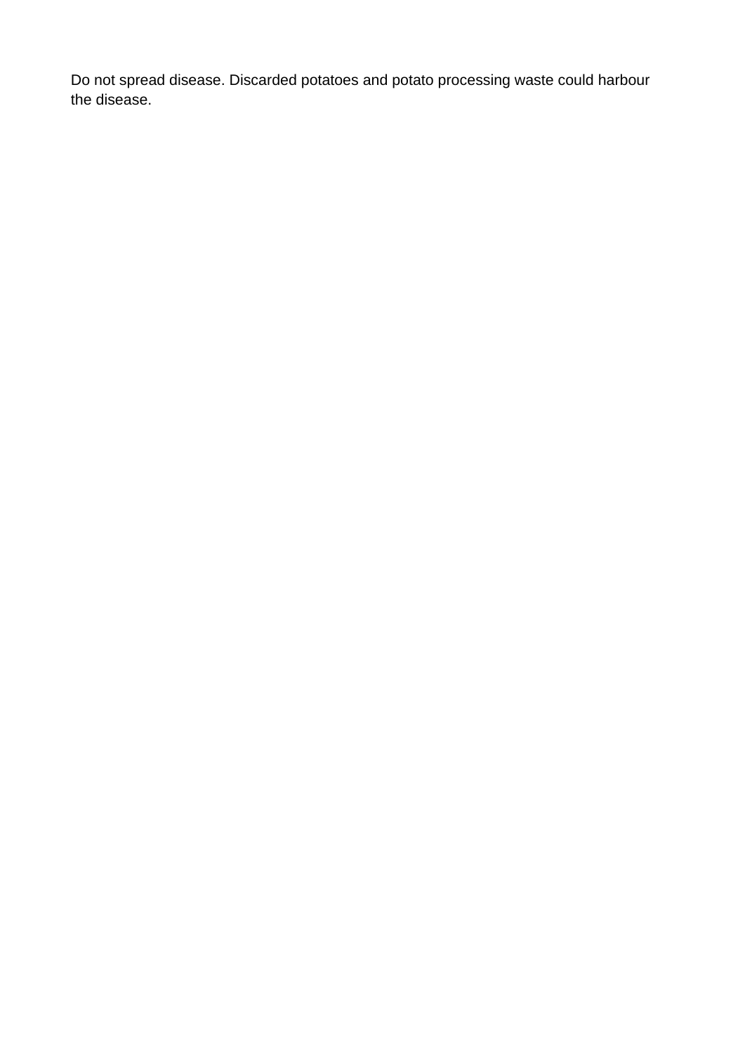Do not spread disease. Discarded potatoes and potato processing waste could harbour the disease.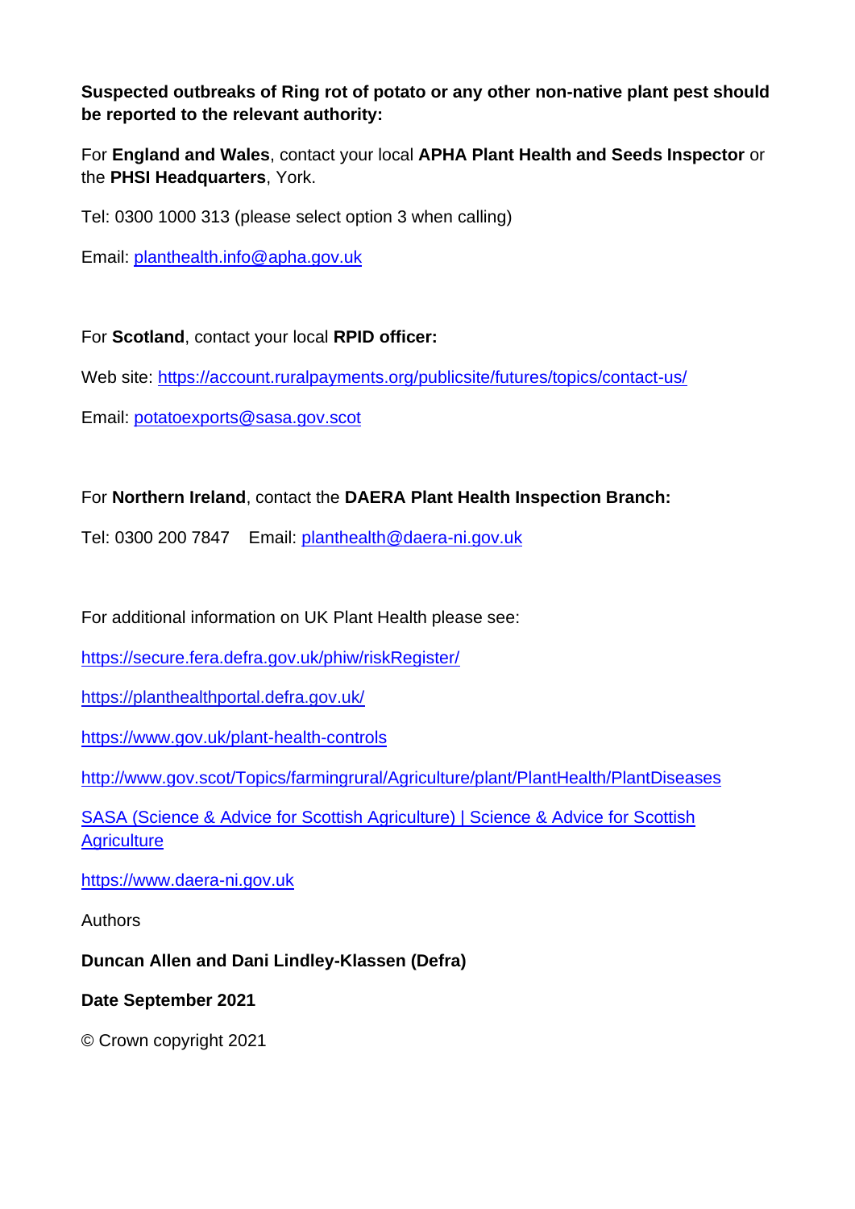**Suspected outbreaks of Ring rot of potato or any other non-native plant pest should be reported to the relevant authority:**

For **England and Wales**, contact your local **APHA Plant Health and Seeds Inspector** or the **PHSI Headquarters**, York.

Tel: 0300 1000 313 (please select option 3 when calling)

Email: [planthealth.info@apha.gov.uk](mailto:planthealth.info@apha.gov.uk)

For **Scotland**, contact your local **RPID officer:**

Web site: [https://account.ruralpayments.org/publicsite/futures/topics/contact-us/](https://account.ruralpayments.org/publicsite/futures/topics/contact-us/)

Email: [potatoexports@sasa.gov.scot](mailto:potatoexports@sasa.gov.scot)

For **Northern Ireland**, contact the **DAERA Plant Health Inspection Branch:**

Tel: 0300 200 7847 Email: [planthealth@daera-ni.gov.uk](mailto:planthealth@daera-ni.gov.uk)

For additional information on UK Plant Health please see:

[https://secure.fera.defra.gov.uk/phiw/riskRegister/](https://secure.fera.defra.gov.uk/phiw/riskRegister/)

[https://planthealthportal.defra.gov.uk/](https://planthealthportal.defra.gov.uk/)

[https://www.gov.uk/plant-health-controls](https://www.gov.uk/plant-health-controls)

[http://www.gov.scot/Topics/farmingrural/Agriculture/plant/PlantHealth/PlantDiseases](http://www.gov.scot/Topics/farmingrural/Agriculture/plant/PlantHealth/PlantDiseases)

SASA (Science & Advice for Scottish Agriculture) | Science & Advice for Scottish Agriculture

[https://www.daera-ni.gov.uk](https://www.daera-ni.gov.uk)

Authors

**Duncan Allen and Dani Lindley-Klassen (Defra)**

**Date September 2021**

© Crown copyright 2021